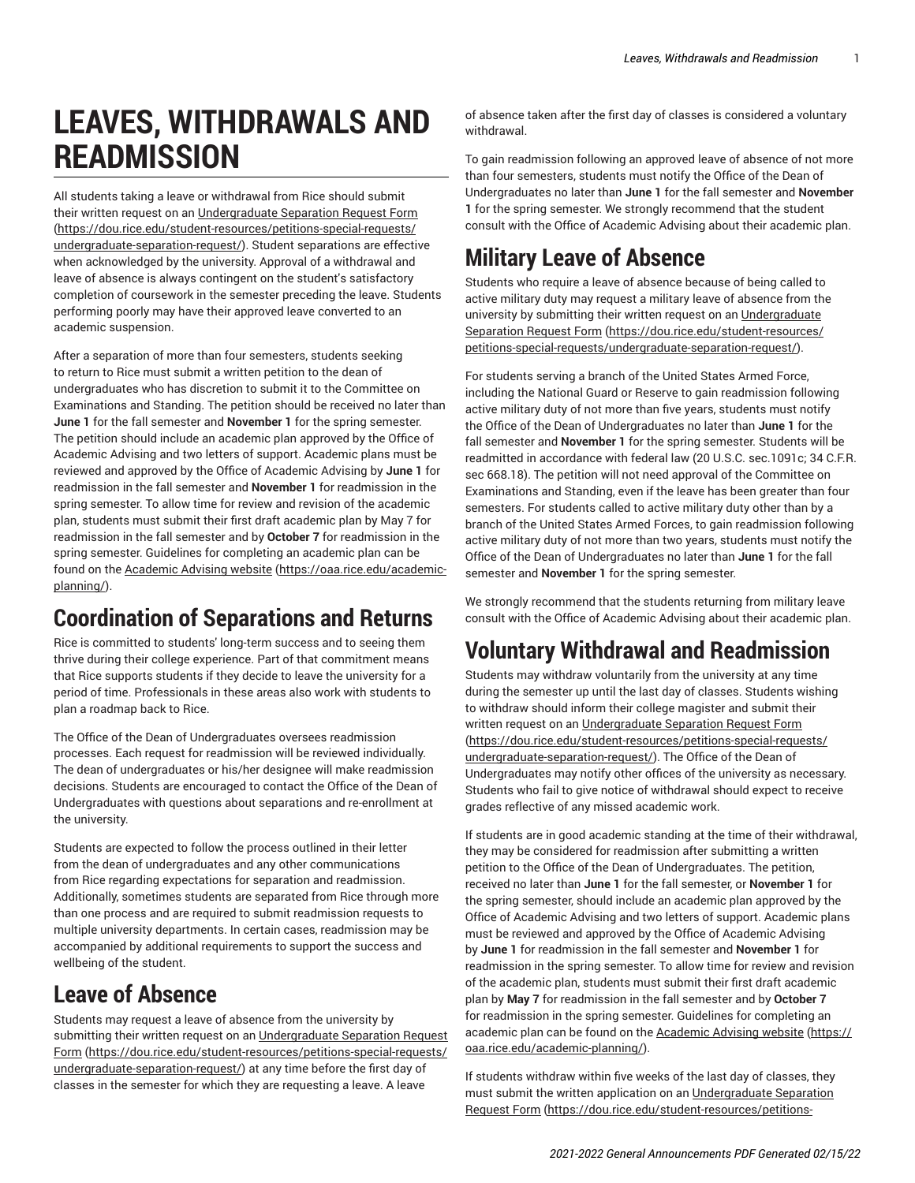# LEAVES, WITHDRAWALS AND READMISSION

All students taking a leave or withdrawal from Rice should submit their written request on an Undergraduate Separation Request Form (https://dou.rice.edu/student-resources/petitions-special-requests/undergraduate-separation-request/). Student separations are effective when acknowledged by the university. Approval of a withdrawal and leave of absence is always contingent on the student's satisfactory completion of coursework in the semester preceding the leave. Students performing poorly may have their approved leave converted to an academic suspension.

After a separation of more than four semesters, students seeking to return to Rice must submit a written petition to the dean of undergraduates who has discretion to submit it to the Committee on Examinations and Standing. The petition should be received no later than **June 1** for the fall semester and **November 1** for the spring semester. The petition should include an academic plan approved by the Office of Academic Advising and two letters of support. Academic plans must be reviewed and approved by the Office of Academic Advising by **June 1** for readmission in the fall semester and **November 1** for readmission in the spring semester. To allow time for review and revision of the academic plan, students must submit their first draft academic plan by May 7 for readmission in the fall semester and by **October 7** for readmission in the spring semester. Guidelines for completing an academic plan can be found on the Academic Advising website (https://oaa.rice.edu/academic-planning/).

## Coordination of Separations and Returns

Rice is committed to students' long-term success and to seeing them thrive during their college experience. Part of that commitment means that Rice supports students if they decide to leave the university for a period of time. Professionals in these areas also work with students to plan a roadmap back to Rice.

The Office of the Dean of Undergraduates oversees readmission processes. Each request for readmission will be reviewed individually. The dean of undergraduates or his/her designee will make readmission decisions. Students are encouraged to contact the Office of the Dean of Undergraduates with questions about separations and re-enrollment at the university.

Students are expected to follow the process outlined in their letter from the dean of undergraduates and any other communications from Rice regarding expectations for separation and readmission. Additionally, sometimes students are separated from Rice through more than one process and are required to submit readmission requests to multiple university departments. In certain cases, readmission may be accompanied by additional requirements to support the success and wellbeing of the student.

## Leave of Absence

Students may request a leave of absence from the university by submitting their written request on an Undergraduate Separation Request Form (https://dou.rice.edu/student-resources/petitions-special-requests/undergraduate-separation-request/) at any time before the first day of classes in the semester for which they are requesting a leave. A leave of absence taken after the first day of classes is considered a voluntary withdrawal.

To gain readmission following an approved leave of absence of not more than four semesters, students must notify the Office of the Dean of Undergraduates no later than **June 1** for the fall semester and **November 1** for the spring semester. We strongly recommend that the student consult with the Office of Academic Advising about their academic plan.

## Military Leave of Absence

Students who require a leave of absence because of being called to active military duty may request a military leave of absence from the university by submitting their written request on an Undergraduate Separation Request Form (https://dou.rice.edu/student-resources/petitions-special-requests/undergraduate-separation-request/).

For students serving a branch of the United States Armed Force, including the National Guard or Reserve to gain readmission following active military duty of not more than five years, students must notify the Office of the Dean of Undergraduates no later than **June 1** for the fall semester and **November 1** for the spring semester. Students will be readmitted in accordance with federal law (20 U.S.C. sec.1091c; 34 C.F.R. sec 668.18). The petition will not need approval of the Committee on Examinations and Standing, even if the leave has been greater than four semesters. For students called to active military duty other than by a branch of the United States Armed Forces, to gain readmission following active military duty of not more than two years, students must notify the Office of the Dean of Undergraduates no later than **June 1** for the fall semester and **November 1** for the spring semester.

We strongly recommend that the students returning from military leave consult with the Office of Academic Advising about their academic plan.

## Voluntary Withdrawal and Readmission

Students may withdraw voluntarily from the university at any time during the semester up until the last day of classes. Students wishing to withdraw should inform their college magister and submit their written request on an Undergraduate Separation Request Form (https://dou.rice.edu/student-resources/petitions-special-requests/undergraduate-separation-request/). The Office of the Dean of Undergraduates may notify other offices of the university as necessary. Students who fail to give notice of withdrawal should expect to receive grades reflective of any missed academic work.

If students are in good academic standing at the time of their withdrawal, they may be considered for readmission after submitting a written petition to the Office of the Dean of Undergraduates. The petition, received no later than **June 1** for the fall semester, or **November 1** for the spring semester, should include an academic plan approved by the Office of Academic Advising and two letters of support. Academic plans must be reviewed and approved by the Office of Academic Advising by **June 1** for readmission in the fall semester and **November 1** for readmission in the spring semester. To allow time for review and revision of the academic plan, students must submit their first draft academic plan by **May 7** for readmission in the fall semester and by **October 7** for readmission in the spring semester. Guidelines for completing an academic plan can be found on the Academic Advising website (https://oaa.rice.edu/academic-planning/).

If students withdraw within five weeks of the last day of classes, they must submit the written application on an Undergraduate Separation Request Form (https://dou.rice.edu/student-resources/petitions-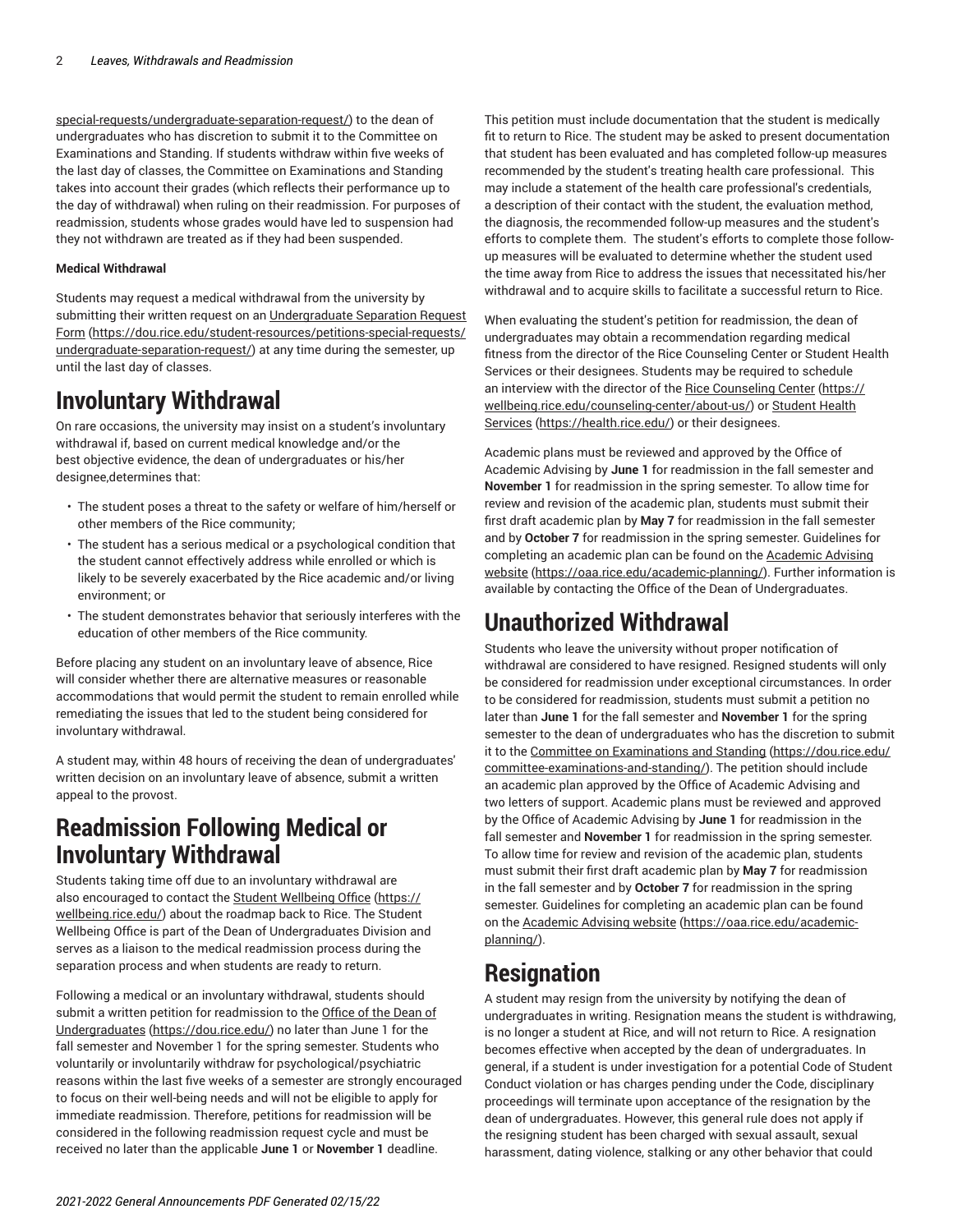special-requests/undergraduate-separation-request/) to the dean of undergraduates who has discretion to submit it to the Committee on Examinations and Standing. If students withdraw within five weeks of the last day of classes, the Committee on Examinations and Standing takes into account their grades (which reflects their performance up to the day of withdrawal) when ruling on their readmission. For purposes of readmission, students whose grades would have led to suspension had they not withdrawn are treated as if they had been suspended.

**Medical Withdrawal**

Students may request a medical withdrawal from the university by submitting their written request on an Undergraduate Separation Request Form (https://dou.rice.edu/student-resources/petitions-special-requests/undergraduate-separation-request/) at any time during the semester, up until the last day of classes.

# Involuntary Withdrawal

On rare occasions, the university may insist on a student's involuntary withdrawal if, based on current medical knowledge and/or the best objective evidence, the dean of undergraduates or his/her designee,determines that:

- The student poses a threat to the safety or welfare of him/herself or other members of the Rice community;
- The student has a serious medical or a psychological condition that the student cannot effectively address while enrolled or which is likely to be severely exacerbated by the Rice academic and/or living environment; or
- The student demonstrates behavior that seriously interferes with the education of other members of the Rice community.

Before placing any student on an involuntary leave of absence, Rice will consider whether there are alternative measures or reasonable accommodations that would permit the student to remain enrolled while remediating the issues that led to the student being considered for involuntary withdrawal.

A student may, within 48 hours of receiving the dean of undergraduates' written decision on an involuntary leave of absence, submit a written appeal to the provost.

# Readmission Following Medical or Involuntary Withdrawal

Students taking time off due to an involuntary withdrawal are also encouraged to contact the Student Wellbeing Office (https://wellbeing.rice.edu/) about the roadmap back to Rice. The Student Wellbeing Office is part of the Dean of Undergraduates Division and serves as a liaison to the medical readmission process during the separation process and when students are ready to return.

Following a medical or an involuntary withdrawal, students should submit a written petition for readmission to the Office of the Dean of Undergraduates (https://dou.rice.edu/) no later than June 1 for the fall semester and November 1 for the spring semester. Students who voluntarily or involuntarily withdraw for psychological/psychiatric reasons within the last five weeks of a semester are strongly encouraged to focus on their well-being needs and will not be eligible to apply for immediate readmission. Therefore, petitions for readmission will be considered in the following readmission request cycle and must be received no later than the applicable **June 1** or **November 1** deadline.

This petition must include documentation that the student is medically fit to return to Rice. The student may be asked to present documentation that student has been evaluated and has completed follow-up measures recommended by the student's treating health care professional. This may include a statement of the health care professional's credentials, a description of their contact with the student, the evaluation method, the diagnosis, the recommended follow-up measures and the student's efforts to complete them. The student's efforts to complete those follow-up measures will be evaluated to determine whether the student used the time away from Rice to address the issues that necessitated his/her withdrawal and to acquire skills to facilitate a successful return to Rice.

When evaluating the student's petition for readmission, the dean of undergraduates may obtain a recommendation regarding medical fitness from the director of the Rice Counseling Center or Student Health Services or their designees. Students may be required to schedule an interview with the director of the Rice Counseling Center (https://wellbeing.rice.edu/counseling-center/about-us/) or Student Health Services (https://health.rice.edu/) or their designees.

Academic plans must be reviewed and approved by the Office of Academic Advising by **June 1** for readmission in the fall semester and **November 1** for readmission in the spring semester. To allow time for review and revision of the academic plan, students must submit their first draft academic plan by **May 7** for readmission in the fall semester and by **October 7** for readmission in the spring semester. Guidelines for completing an academic plan can be found on the Academic Advising website (https://oaa.rice.edu/academic-planning/). Further information is available by contacting the Office of the Dean of Undergraduates.

# Unauthorized Withdrawal

Students who leave the university without proper notification of withdrawal are considered to have resigned. Resigned students will only be considered for readmission under exceptional circumstances. In order to be considered for readmission, students must submit a petition no later than **June 1** for the fall semester and **November 1** for the spring semester to the dean of undergraduates who has the discretion to submit it to the Committee on Examinations and Standing (https://dou.rice.edu/committee-examinations-and-standing/). The petition should include an academic plan approved by the Office of Academic Advising and two letters of support. Academic plans must be reviewed and approved by the Office of Academic Advising by **June 1** for readmission in the fall semester and **November 1** for readmission in the spring semester. To allow time for review and revision of the academic plan, students must submit their first draft academic plan by **May 7** for readmission in the fall semester and by **October 7** for readmission in the spring semester. Guidelines for completing an academic plan can be found on the Academic Advising website (https://oaa.rice.edu/academic-planning/).

# Resignation

A student may resign from the university by notifying the dean of undergraduates in writing. Resignation means the student is withdrawing, is no longer a student at Rice, and will not return to Rice. A resignation becomes effective when accepted by the dean of undergraduates. In general, if a student is under investigation for a potential Code of Student Conduct violation or has charges pending under the Code, disciplinary proceedings will terminate upon acceptance of the resignation by the dean of undergraduates. However, this general rule does not apply if the resigning student has been charged with sexual assault, sexual harassment, dating violence, stalking or any other behavior that could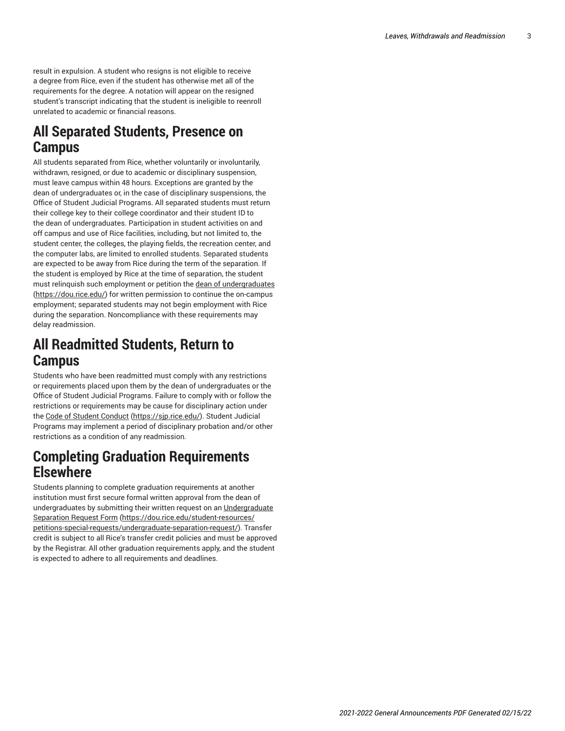result in expulsion. A student who resigns is not eligible to receive a degree from Rice, even if the student has otherwise met all of the requirements for the degree. A notation will appear on the resigned student's transcript indicating that the student is ineligible to reenroll unrelated to academic or financial reasons.

## All Separated Students, Presence on Campus

All students separated from Rice, whether voluntarily or involuntarily, withdrawn, resigned, or due to academic or disciplinary suspension, must leave campus within 48 hours. Exceptions are granted by the dean of undergraduates or, in the case of disciplinary suspensions, the Office of Student Judicial Programs. All separated students must return their college key to their college coordinator and their student ID to the dean of undergraduates. Participation in student activities on and off campus and use of Rice facilities, including, but not limited to, the student center, the colleges, the playing fields, the recreation center, and the computer labs, are limited to enrolled students. Separated students are expected to be away from Rice during the term of the separation. If the student is employed by Rice at the time of separation, the student must relinquish such employment or petition the dean of undergraduates (https://dou.rice.edu/) for written permission to continue the on-campus employment; separated students may not begin employment with Rice during the separation. Noncompliance with these requirements may delay readmission.

## All Readmitted Students, Return to Campus

Students who have been readmitted must comply with any restrictions or requirements placed upon them by the dean of undergraduates or the Office of Student Judicial Programs. Failure to comply with or follow the restrictions or requirements may be cause for disciplinary action under the Code of Student Conduct (https://sjp.rice.edu/). Student Judicial Programs may implement a period of disciplinary probation and/or other restrictions as a condition of any readmission.

## Completing Graduation Requirements Elsewhere

Students planning to complete graduation requirements at another institution must first secure formal written approval from the dean of undergraduates by submitting their written request on an Undergraduate Separation Request Form (https://dou.rice.edu/student-resources/petitions-special-requests/undergraduate-separation-request/). Transfer credit is subject to all Rice's transfer credit policies and must be approved by the Registrar. All other graduation requirements apply, and the student is expected to adhere to all requirements and deadlines.